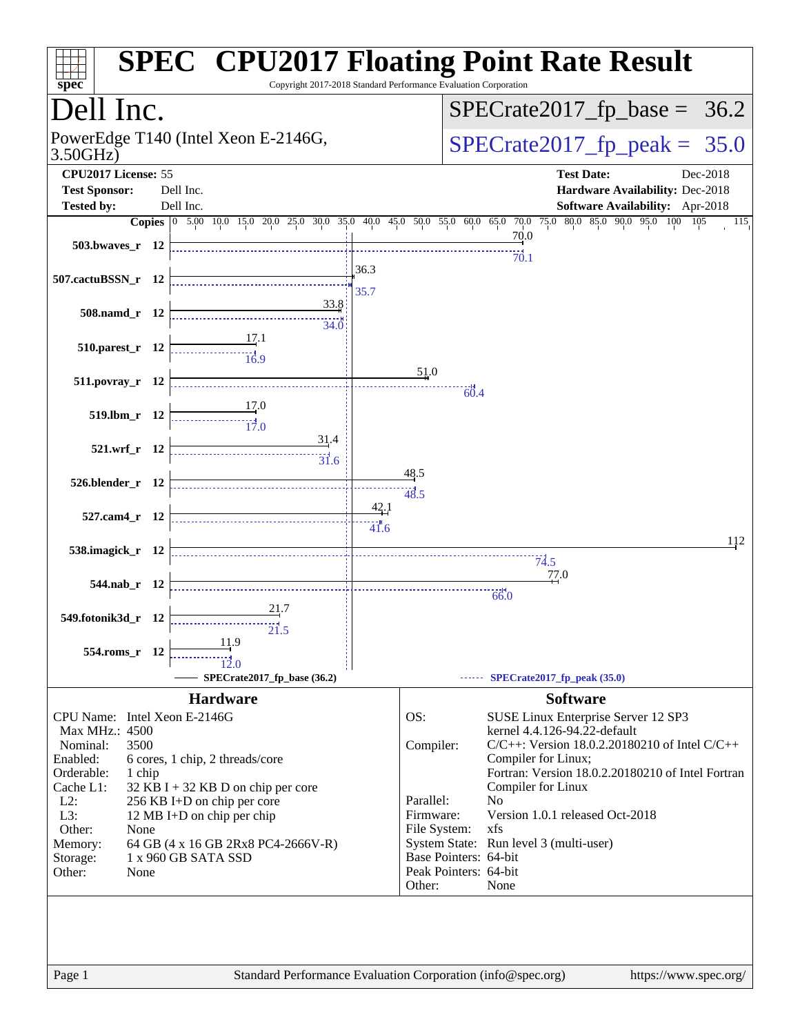# SPEC® CPU2017 Floating Point Rate Result

Copyright 2017-2018 Standard Performance Evaluation Corporation

## Dell Inc.

PowerEdge T140 (Intel Xeon E-2146G, 3.50GHz)

SPECrate2017_fp_base = 36.2

SPECrate2017_fp_peak = 35.0

**CPU2017 License:** 55
**Test Sponsor:** Dell Inc.
**Tested by:** Dell Inc.

**Test Date:** Dec-2018
**Hardware Availability:** Dec-2018
**Software Availability:** Apr-2018

| Benchmark | Copies | Base | Peak |
|---|---|---|---|
| 503.bwaves_r | 12 | 70.0 | 70.1 |
| 507.cactuBSSN_r | 12 | 36.3 | 35.7 |
| 508.namd_r | 12 | 33.8 | 34.0 |
| 510.parest_r | 12 | 17.1 | 16.9 |
| 511.povray_r | 12 | 51.0 | 60.4 |
| 519.lbm_r | 12 | 17.0 | 17.0 |
| 521.wrf_r | 12 | 31.4 | 31.6 |
| 526.blender_r | 12 | 48.5 | 48.5 |
| 527.cam4_r | 12 | 42.1 | 41.6 |
| 538.imagick_r | 12 | 112 | 74.5 |
| 544.nab_r | 12 | 77.0 | 66.0 |
| 549.fotonik3d_r | 12 | 21.7 | 21.5 |
| 554.roms_r | 12 | 11.9 | 12.0 |

SPECrate2017_fp_base (36.2) — SPECrate2017_fp_peak (35.0)

## Hardware

- **CPU Name:** Intel Xeon E-2146G
- **Max MHz.:** 4500
- **Nominal:** 3500
- **Enabled:** 6 cores, 1 chip, 2 threads/core
- **Orderable:** 1 chip
- **Cache L1:** 32 KB I + 32 KB D on chip per core
- **L2:** 256 KB I+D on chip per core
- **L3:** 12 MB I+D on chip per chip
- **Other:** None
- **Memory:** 64 GB (4 x 16 GB 2Rx8 PC4-2666V-R)
- **Storage:** 1 x 960 GB SATA SSD
- **Other:** None

## Software

- **OS:** SUSE Linux Enterprise Server 12 SP3, kernel 4.4.126-94.22-default
- **Compiler:** C/C++: Version 18.0.2.20180210 of Intel C/C++ Compiler for Linux; Fortran: Version 18.0.2.20180210 of Intel Fortran Compiler for Linux
- **Parallel:** No
- **Firmware:** Version 1.0.1 released Oct-2018
- **File System:** xfs
- **System State:** Run level 3 (multi-user)
- **Base Pointers:** 64-bit
- **Peak Pointers:** 64-bit
- **Other:** None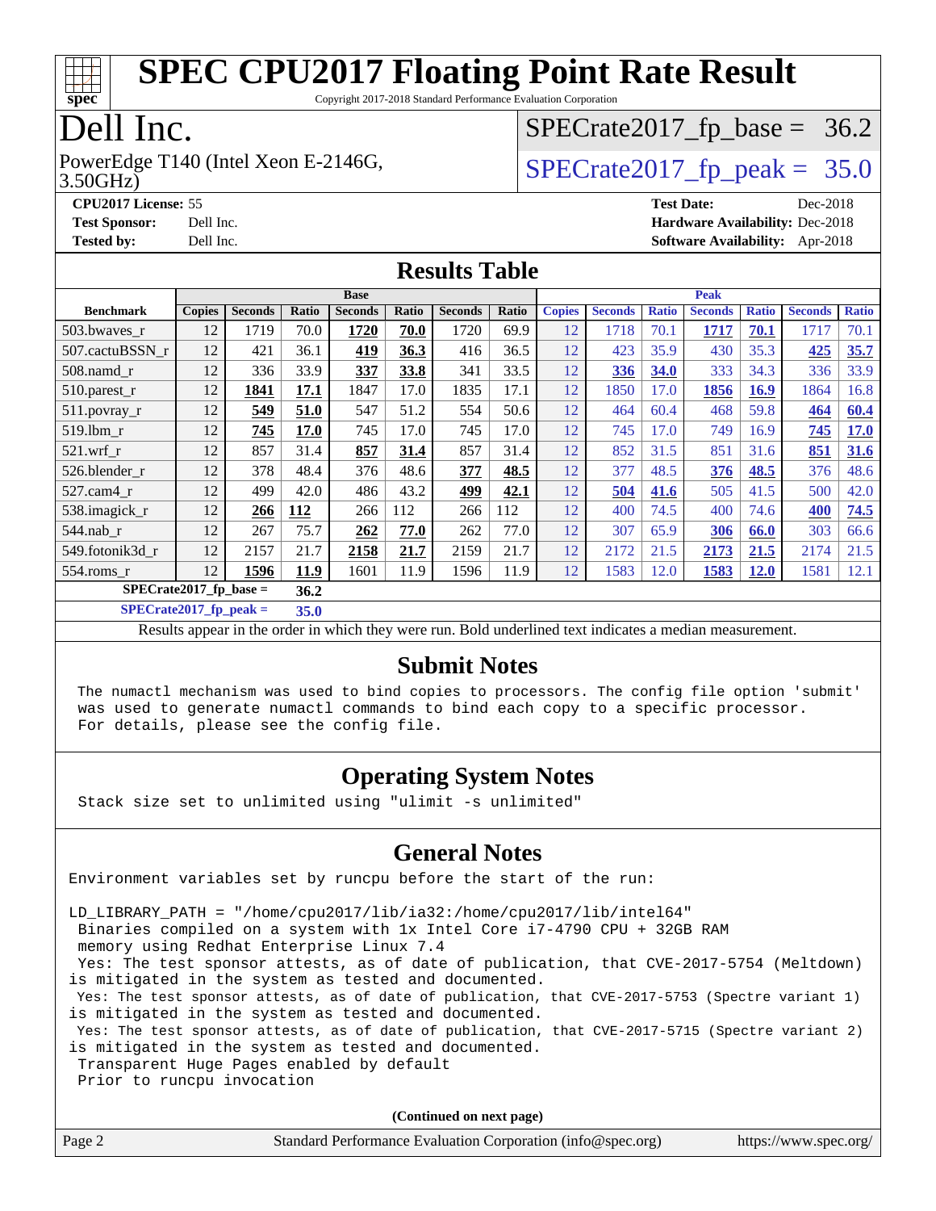# SPEC CPU2017 Floating Point Rate Result

Copyright 2017-2018 Standard Performance Evaluation Corporation

# Dell Inc.

PowerEdge T140 (Intel Xeon E-2146G, 3.50GHz)

SPECrate2017_fp_base = 36.2

SPECrate2017_fp_peak = 35.0

**CPU2017 License:** 55
**Test Sponsor:** Dell Inc.
**Tested by:** Dell Inc.

**Test Date:** Dec-2018
**Hardware Availability:** Dec-2018
**Software Availability:** Apr-2018

## Results Table

| | Base | | | | | | | Peak | | | | | | |
|---|---|---|---|---|---|---|---|---|---|---|---|---|---|---|
| **Benchmark** | **Copies** | **Seconds** | **Ratio** | **Seconds** | **Ratio** | **Seconds** | **Ratio** | **Copies** | **Seconds** | **Ratio** | **Seconds** | **Ratio** | **Seconds** | **Ratio** |
| 503.bwaves_r | 12 | 1719 | 70.0 | **1720** | **70.0** | 1720 | 69.9 | 12 | 1718 | 70.1 | **1717** | **70.1** | 1717 | 70.1 |
| 507.cactuBSSN_r | 12 | 421 | 36.1 | **419** | **36.3** | 416 | 36.5 | 12 | 423 | 35.9 | 430 | 35.3 | **425** | **35.7** |
| 508.namd_r | 12 | 336 | 33.9 | **337** | **33.8** | 341 | 33.5 | 12 | **336** | **34.0** | 333 | 34.3 | 336 | 33.9 |
| 510.parest_r | 12 | **1841** | **17.1** | 1847 | 17.0 | 1835 | 17.1 | 12 | 1850 | 17.0 | **1856** | **16.9** | 1864 | 16.8 |
| 511.povray_r | 12 | **549** | **51.0** | 547 | 51.2 | 554 | 50.6 | 12 | 464 | 60.4 | 468 | 59.8 | **464** | **60.4** |
| 519.lbm_r | 12 | **745** | **17.0** | 745 | 17.0 | 745 | 17.0 | 12 | 745 | 17.0 | 749 | 16.9 | **745** | **17.0** |
| 521.wrf_r | 12 | 857 | 31.4 | **857** | **31.4** | 857 | 31.4 | 12 | 852 | 31.5 | 851 | 31.6 | **851** | **31.6** |
| 526.blender_r | 12 | 378 | 48.4 | 376 | 48.6 | **377** | **48.5** | 12 | 377 | 48.5 | **376** | **48.5** | 376 | 48.6 |
| 527.cam4_r | 12 | 499 | 42.0 | 486 | 43.2 | **499** | **42.1** | 12 | **504** | **41.6** | 505 | 41.5 | 500 | 42.0 |
| 538.imagick_r | 12 | **266** | **112** | 266 | 112 | 266 | 112 | 12 | 400 | 74.5 | 400 | 74.6 | **400** | **74.5** |
| 544.nab_r | 12 | 267 | 75.7 | **262** | **77.0** | 262 | 77.0 | 12 | 307 | 65.9 | **306** | **66.0** | 303 | 66.6 |
| 549.fotonik3d_r | 12 | 2157 | 21.7 | **2158** | **21.7** | 2159 | 21.7 | 12 | 2172 | 21.5 | **2173** | **21.5** | 2174 | 21.5 |
| 554.roms_r | 12 | **1596** | **11.9** | 1601 | 11.9 | 1596 | 11.9 | 12 | 1583 | 12.0 | **1583** | **12.0** | 1581 | 12.1 |

**SPECrate2017_fp_base = 36.2**

**SPECrate2017_fp_peak = 35.0**

Results appear in the order in which they were run. Bold underlined text indicates a median measurement.

## Submit Notes

The numactl mechanism was used to bind copies to processors. The config file option 'submit' was used to generate numactl commands to bind each copy to a specific processor. For details, please see the config file.

## Operating System Notes

Stack size set to unlimited using "ulimit -s unlimited"

## General Notes

Environment variables set by runcpu before the start of the run:

LD_LIBRARY_PATH = "/home/cpu2017/lib/ia32:/home/cpu2017/lib/intel64"
Binaries compiled on a system with 1x Intel Core i7-4790 CPU + 32GB RAM memory using Redhat Enterprise Linux 7.4
Yes: The test sponsor attests, as of date of publication, that CVE-2017-5754 (Meltdown) is mitigated in the system as tested and documented.
Yes: The test sponsor attests, as of date of publication, that CVE-2017-5753 (Spectre variant 1) is mitigated in the system as tested and documented.
Yes: The test sponsor attests, as of date of publication, that CVE-2017-5715 (Spectre variant 2) is mitigated in the system as tested and documented.
Transparent Huge Pages enabled by default
Prior to runcpu invocation

**(Continued on next page)**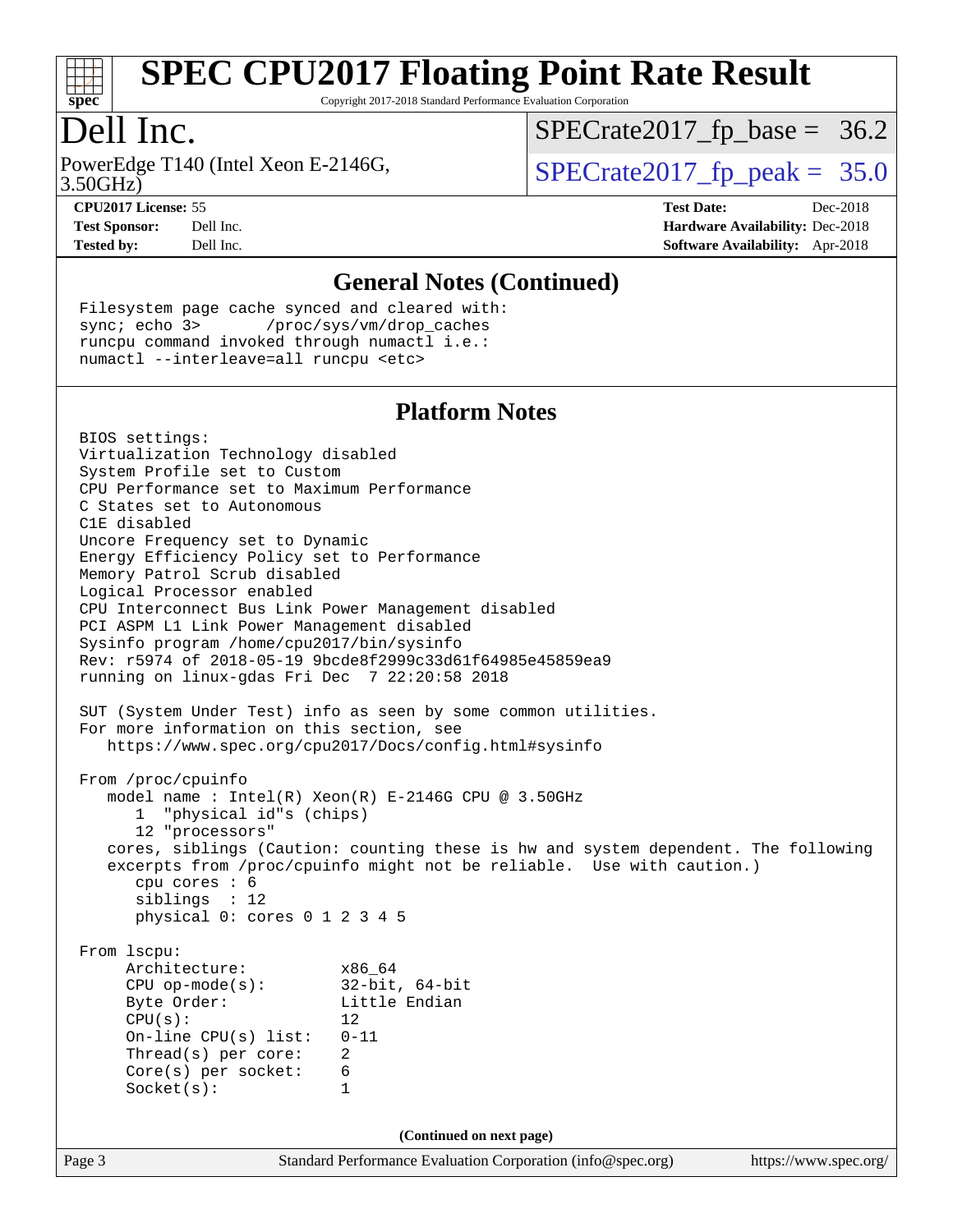# SPEC CPU2017 Floating Point Rate Result

Copyright 2017-2018 Standard Performance Evaluation Corporation

## Dell Inc.

PowerEdge T140 (Intel Xeon E-2146G, 3.50GHz)

SPECrate2017_fp_base = 36.2

SPECrate2017_fp_peak = 35.0

**CPU2017 License:** 55
**Test Sponsor:** Dell Inc.
**Tested by:** Dell Inc.

**Test Date:** Dec-2018
**Hardware Availability:** Dec-2018
**Software Availability:** Apr-2018

## General Notes (Continued)

```
Filesystem page cache synced and cleared with:
sync; echo 3>       /proc/sys/vm/drop_caches
runcpu command invoked through numactl i.e.:
numactl --interleave=all runcpu <etc>
```

## Platform Notes

```
BIOS settings:
Virtualization Technology disabled
System Profile set to Custom
CPU Performance set to Maximum Performance
C States set to Autonomous
C1E disabled
Uncore Frequency set to Dynamic
Energy Efficiency Policy set to Performance
Memory Patrol Scrub disabled
Logical Processor enabled
CPU Interconnect Bus Link Power Management disabled
PCI ASPM L1 Link Power Management disabled
Sysinfo program /home/cpu2017/bin/sysinfo
Rev: r5974 of 2018-05-19 9bcde8f2999c33d61f64985e45859ea9
running on linux-gdas Fri Dec  7 22:20:58 2018

SUT (System Under Test) info as seen by some common utilities.
For more information on this section, see
   https://www.spec.org/cpu2017/Docs/config.html#sysinfo

From /proc/cpuinfo
   model name : Intel(R) Xeon(R) E-2146G CPU @ 3.50GHz
      1  "physical id"s (chips)
      12 "processors"
   cores, siblings (Caution: counting these is hw and system dependent. The following
   excerpts from /proc/cpuinfo might not be reliable.  Use with caution.)
      cpu cores : 6
      siblings  : 12
      physical 0: cores 0 1 2 3 4 5

From lscpu:
     Architecture:          x86_64
     CPU op-mode(s):        32-bit, 64-bit
     Byte Order:            Little Endian
     CPU(s):                12
     On-line CPU(s) list:   0-11
     Thread(s) per core:    2
     Core(s) per socket:    6
     Socket(s):             1
```

(Continued on next page)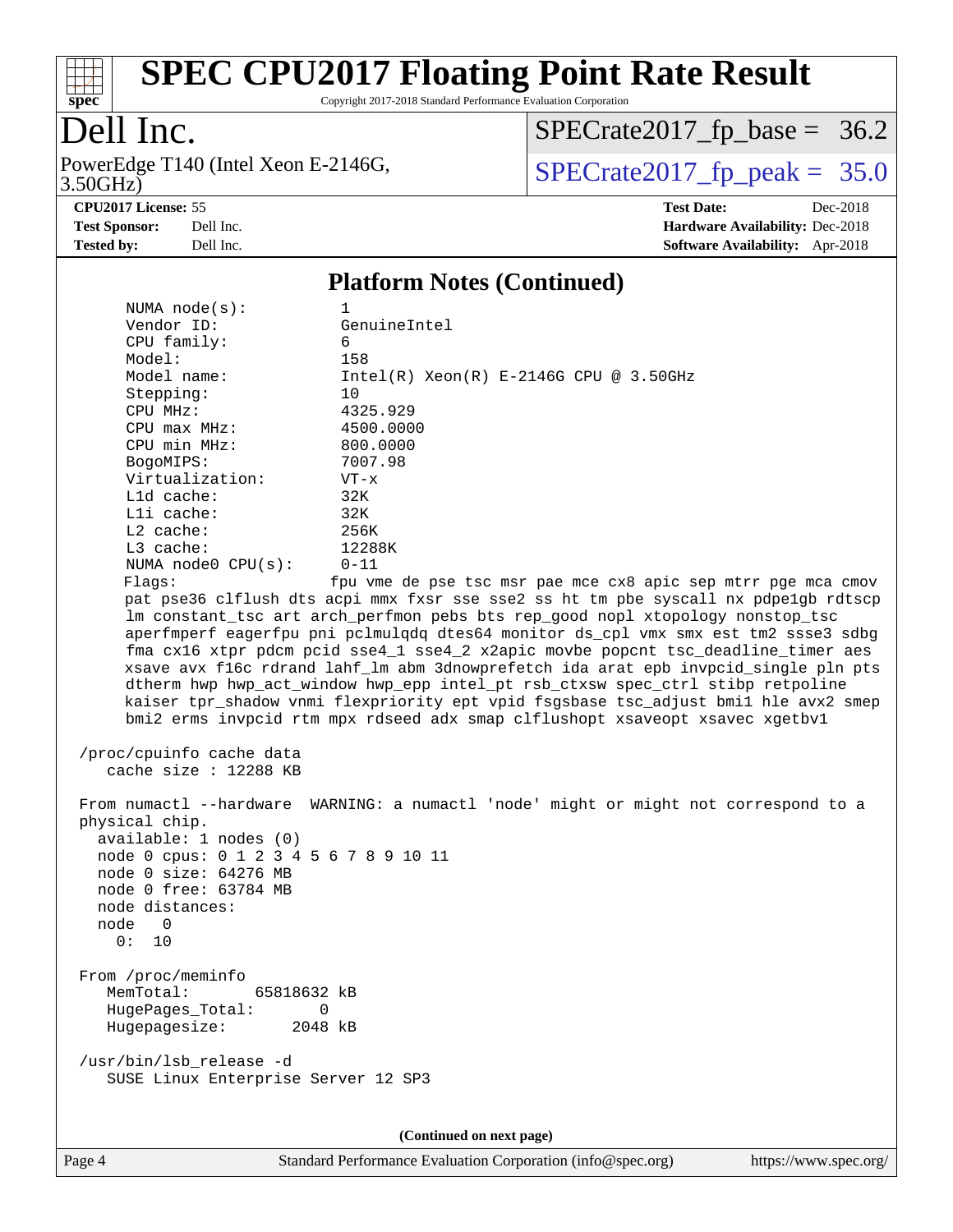# SPEC CPU2017 Floating Point Rate Result

Copyright 2017-2018 Standard Performance Evaluation Corporation

## Dell Inc.

PowerEdge T140 (Intel Xeon E-2146G, 3.50GHz)

SPECrate2017_fp_base = 36.2

SPECrate2017_fp_peak = 35.0

**CPU2017 License:** 55
**Test Sponsor:** Dell Inc.
**Tested by:** Dell Inc.

**Test Date:** Dec-2018
**Hardware Availability:** Dec-2018
**Software Availability:** Apr-2018

### Platform Notes (Continued)

```
      NUMA node(s):          1
      Vendor ID:             GenuineIntel
      CPU family:            6
      Model:                 158
      Model name:            Intel(R) Xeon(R) E-2146G CPU @ 3.50GHz
      Stepping:              10
      CPU MHz:               4325.929
      CPU max MHz:           4500.0000
      CPU min MHz:           800.0000
      BogoMIPS:              7007.98
      Virtualization:        VT-x
      L1d cache:             32K
      L1i cache:             32K
      L2 cache:              256K
      L3 cache:              12288K
      NUMA node0 CPU(s):     0-11
      Flags:                fpu vme de pse tsc msr pae mce cx8 apic sep mtrr pge mca cmov
      pat pse36 clflush dts acpi mmx fxsr sse sse2 ss ht tm pbe syscall nx pdpe1gb rdtscp
      lm constant_tsc art arch_perfmon pebs bts rep_good nopl xtopology nonstop_tsc
      aperfmperf eagerfpu pni pclmulqdq dtes64 monitor ds_cpl vmx smx est tm2 ssse3 sdbg
      fma cx16 xtpr pdcm pcid sse4_1 sse4_2 x2apic movbe popcnt tsc_deadline_timer aes
      xsave avx f16c rdrand lahf_lm abm 3dnowprefetch ida arat epb invpcid_single pln pts
      dtherm hwp hwp_act_window hwp_epp intel_pt rsb_ctxsw spec_ctrl stibp retpoline
      kaiser tpr_shadow vnmi flexpriority ept vpid fsgsbase tsc_adjust bmi1 hle avx2 smep
      bmi2 erms invpcid rtm mpx rdseed adx smap clflushopt xsaveopt xsavec xgetbv1

 /proc/cpuinfo cache data
    cache size : 12288 KB

 From numactl --hardware  WARNING: a numactl 'node' might or might not correspond to a
 physical chip.
   available: 1 nodes (0)
   node 0 cpus: 0 1 2 3 4 5 6 7 8 9 10 11
   node 0 size: 64276 MB
   node 0 free: 63784 MB
   node distances:
   node   0
     0:  10

 From /proc/meminfo
    MemTotal:       65818632 kB
    HugePages_Total:       0
    Hugepagesize:       2048 kB

 /usr/bin/lsb_release -d
    SUSE Linux Enterprise Server 12 SP3
```

**(Continued on next page)**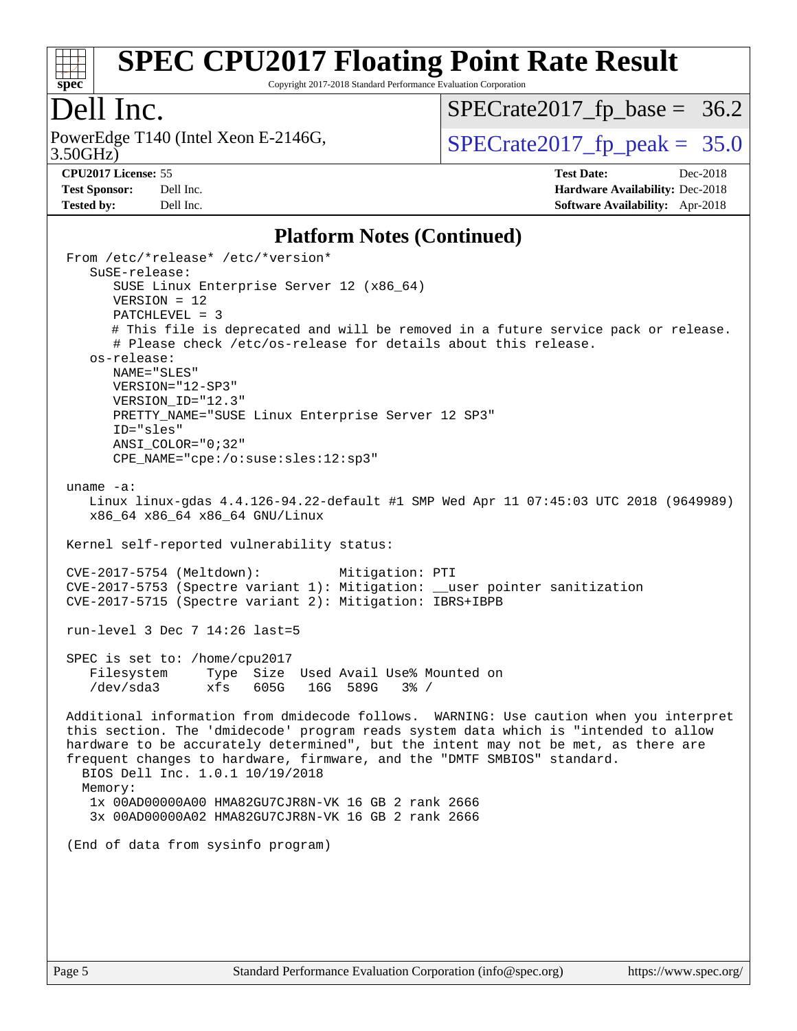# SPEC CPU2017 Floating Point Rate Result

Copyright 2017-2018 Standard Performance Evaluation Corporation

## Dell Inc.

PowerEdge T140 (Intel Xeon E-2146G, 3.50GHz)

SPECrate2017_fp_base = 36.2

SPECrate2017_fp_peak = 35.0

**CPU2017 License:** 55
**Test Sponsor:** Dell Inc.
**Tested by:** Dell Inc.

**Test Date:** Dec-2018
**Hardware Availability:** Dec-2018
**Software Availability:** Apr-2018

## Platform Notes (Continued)

```
From /etc/*release* /etc/*version*
   SuSE-release:
      SUSE Linux Enterprise Server 12 (x86_64)
      VERSION = 12
      PATCHLEVEL = 3
      # This file is deprecated and will be removed in a future service pack or release.
      # Please check /etc/os-release for details about this release.
   os-release:
      NAME="SLES"
      VERSION="12-SP3"
      VERSION_ID="12.3"
      PRETTY_NAME="SUSE Linux Enterprise Server 12 SP3"
      ID="sles"
      ANSI_COLOR="0;32"
      CPE_NAME="cpe:/o:suse:sles:12:sp3"

uname -a:
   Linux linux-gdas 4.4.126-94.22-default #1 SMP Wed Apr 11 07:45:03 UTC 2018 (9649989)
   x86_64 x86_64 x86_64 GNU/Linux

Kernel self-reported vulnerability status:

CVE-2017-5754 (Meltdown):          Mitigation: PTI
CVE-2017-5753 (Spectre variant 1): Mitigation: __user pointer sanitization
CVE-2017-5715 (Spectre variant 2): Mitigation: IBRS+IBPB

run-level 3 Dec 7 14:26 last=5

SPEC is set to: /home/cpu2017
   Filesystem     Type  Size  Used Avail Use% Mounted on
   /dev/sda3      xfs   605G   16G  589G   3% /

Additional information from dmidecode follows.  WARNING: Use caution when you interpret
this section. The 'dmidecode' program reads system data which is "intended to allow
hardware to be accurately determined", but the intent may not be met, as there are
frequent changes to hardware, firmware, and the "DMTF SMBIOS" standard.
  BIOS Dell Inc. 1.0.1 10/19/2018
  Memory:
   1x 00AD00000A00 HMA82GU7CJR8N-VK 16 GB 2 rank 2666
   3x 00AD00000A02 HMA82GU7CJR8N-VK 16 GB 2 rank 2666

(End of data from sysinfo program)
```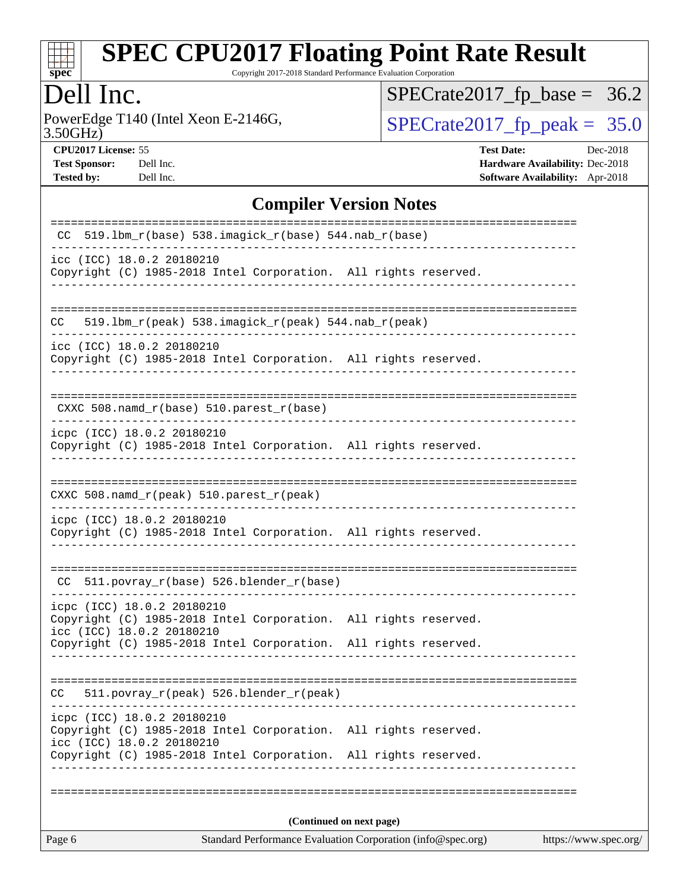# SPEC CPU2017 Floating Point Rate Result

Copyright 2017-2018 Standard Performance Evaluation Corporation

## Dell Inc.

PowerEdge T140 (Intel Xeon E-2146G, 3.50GHz)

SPECrate2017_fp_base = 36.2

SPECrate2017_fp_peak = 35.0

**CPU2017 License:** 55
**Test Sponsor:** Dell Inc.
**Tested by:** Dell Inc.

**Test Date:** Dec-2018
**Hardware Availability:** Dec-2018
**Software Availability:** Apr-2018

### Compiler Version Notes

```
==============================================================================
 CC  519.lbm_r(base) 538.imagick_r(base) 544.nab_r(base)
------------------------------------------------------------------------------
icc (ICC) 18.0.2 20180210
Copyright (C) 1985-2018 Intel Corporation.  All rights reserved.
------------------------------------------------------------------------------

==============================================================================
CC   519.lbm_r(peak) 538.imagick_r(peak) 544.nab_r(peak)
------------------------------------------------------------------------------
icc (ICC) 18.0.2 20180210
Copyright (C) 1985-2018 Intel Corporation.  All rights reserved.
------------------------------------------------------------------------------

==============================================================================
 CXXC 508.namd_r(base) 510.parest_r(base)
------------------------------------------------------------------------------
icpc (ICC) 18.0.2 20180210
Copyright (C) 1985-2018 Intel Corporation.  All rights reserved.
------------------------------------------------------------------------------

==============================================================================
CXXC 508.namd_r(peak) 510.parest_r(peak)
------------------------------------------------------------------------------
icpc (ICC) 18.0.2 20180210
Copyright (C) 1985-2018 Intel Corporation.  All rights reserved.
------------------------------------------------------------------------------

==============================================================================
 CC  511.povray_r(base) 526.blender_r(base)
------------------------------------------------------------------------------
icpc (ICC) 18.0.2 20180210
Copyright (C) 1985-2018 Intel Corporation.  All rights reserved.
icc (ICC) 18.0.2 20180210
Copyright (C) 1985-2018 Intel Corporation.  All rights reserved.
------------------------------------------------------------------------------

==============================================================================
CC   511.povray_r(peak) 526.blender_r(peak)
------------------------------------------------------------------------------
icpc (ICC) 18.0.2 20180210
Copyright (C) 1985-2018 Intel Corporation.  All rights reserved.
icc (ICC) 18.0.2 20180210
Copyright (C) 1985-2018 Intel Corporation.  All rights reserved.
------------------------------------------------------------------------------

==============================================================================
```

**(Continued on next page)**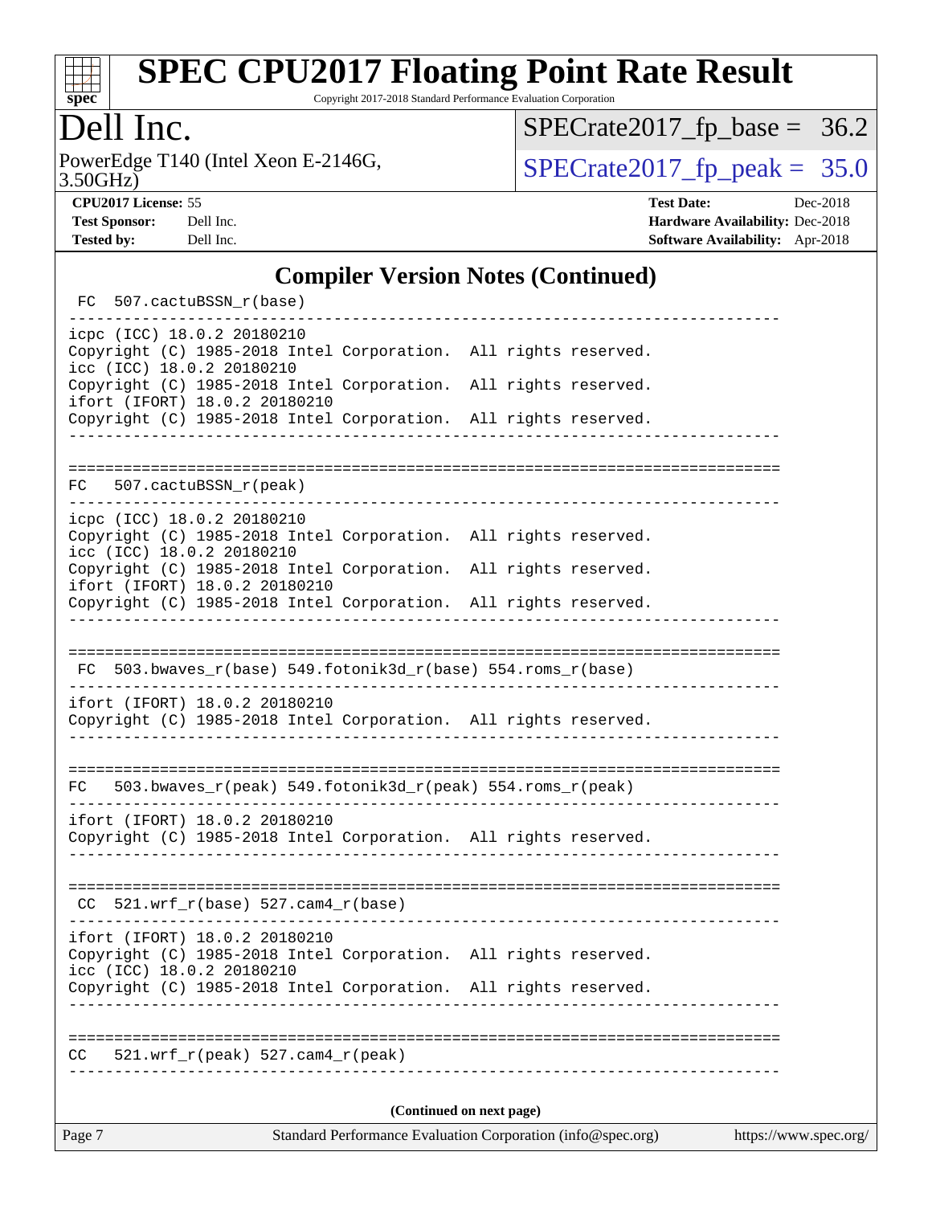# SPEC CPU2017 Floating Point Rate Result

Copyright 2017-2018 Standard Performance Evaluation Corporation

## Dell Inc.

PowerEdge T140 (Intel Xeon E-2146G, 3.50GHz)

SPECrate2017_fp_base = 36.2

SPECrate2017_fp_peak = 35.0

**CPU2017 License:** 55
**Test Sponsor:** Dell Inc.
**Tested by:** Dell Inc.

**Test Date:** Dec-2018
**Hardware Availability:** Dec-2018
**Software Availability:** Apr-2018

## Compiler Version Notes (Continued)

```
 FC  507.cactuBSSN_r(base)
------------------------------------------------------------------------------
icpc (ICC) 18.0.2 20180210
Copyright (C) 1985-2018 Intel Corporation.  All rights reserved.
icc (ICC) 18.0.2 20180210
Copyright (C) 1985-2018 Intel Corporation.  All rights reserved.
ifort (IFORT) 18.0.2 20180210
Copyright (C) 1985-2018 Intel Corporation.  All rights reserved.
------------------------------------------------------------------------------

==============================================================================
FC   507.cactuBSSN_r(peak)
------------------------------------------------------------------------------
icpc (ICC) 18.0.2 20180210
Copyright (C) 1985-2018 Intel Corporation.  All rights reserved.
icc (ICC) 18.0.2 20180210
Copyright (C) 1985-2018 Intel Corporation.  All rights reserved.
ifort (IFORT) 18.0.2 20180210
Copyright (C) 1985-2018 Intel Corporation.  All rights reserved.
------------------------------------------------------------------------------

==============================================================================
 FC  503.bwaves_r(base) 549.fotonik3d_r(base) 554.roms_r(base)
------------------------------------------------------------------------------
ifort (IFORT) 18.0.2 20180210
Copyright (C) 1985-2018 Intel Corporation.  All rights reserved.
------------------------------------------------------------------------------

==============================================================================
FC   503.bwaves_r(peak) 549.fotonik3d_r(peak) 554.roms_r(peak)
------------------------------------------------------------------------------
ifort (IFORT) 18.0.2 20180210
Copyright (C) 1985-2018 Intel Corporation.  All rights reserved.
------------------------------------------------------------------------------

==============================================================================
 CC  521.wrf_r(base) 527.cam4_r(base)
------------------------------------------------------------------------------
ifort (IFORT) 18.0.2 20180210
Copyright (C) 1985-2018 Intel Corporation.  All rights reserved.
icc (ICC) 18.0.2 20180210
Copyright (C) 1985-2018 Intel Corporation.  All rights reserved.
------------------------------------------------------------------------------

==============================================================================
CC   521.wrf_r(peak) 527.cam4_r(peak)
------------------------------------------------------------------------------
```

**(Continued on next page)**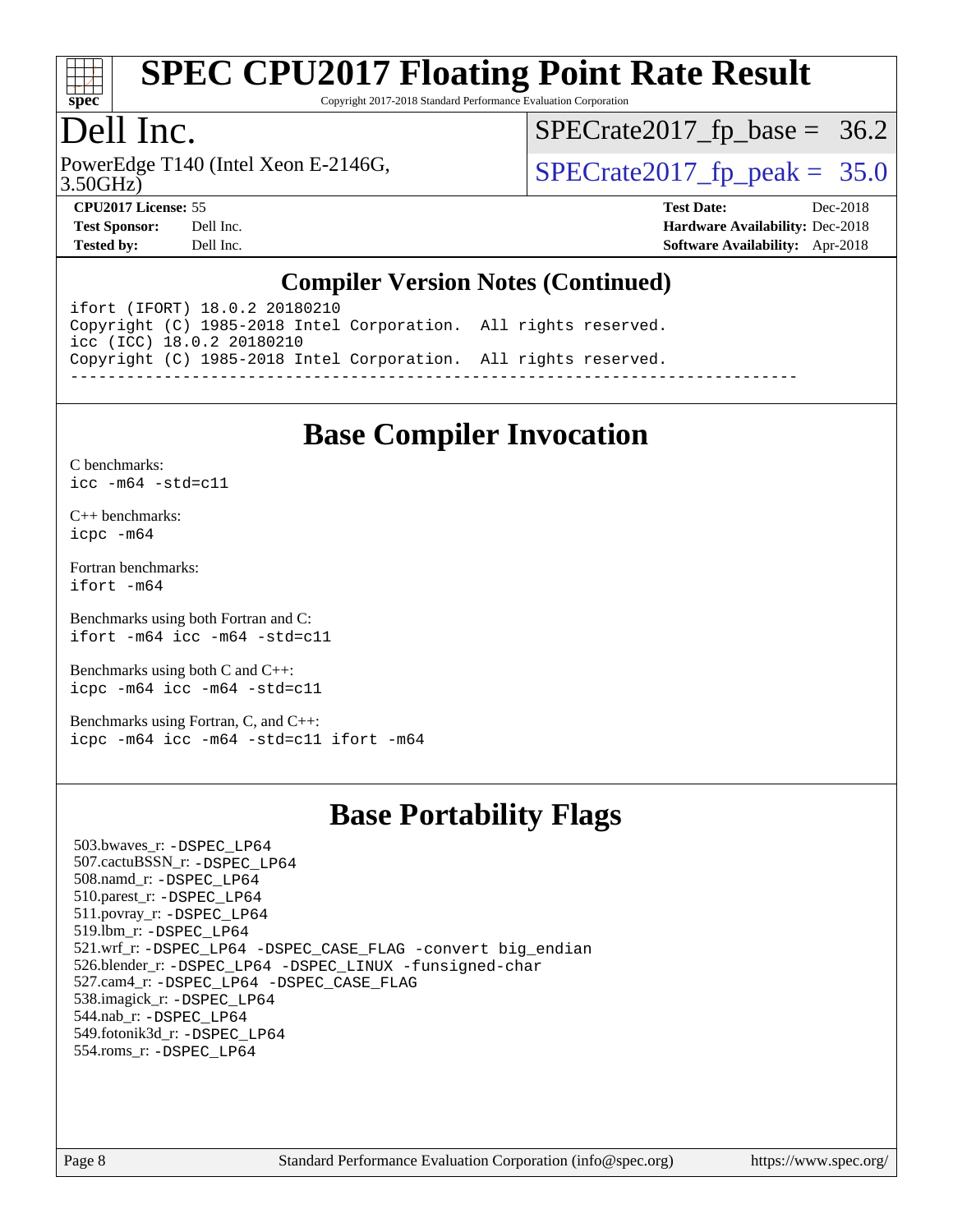# SPEC CPU2017 Floating Point Rate Result

Copyright 2017-2018 Standard Performance Evaluation Corporation

## Dell Inc.

PowerEdge T140 (Intel Xeon E-2146G, 3.50GHz)

SPECrate2017_fp_base = 36.2

SPECrate2017_fp_peak = 35.0

**CPU2017 License:** 55
**Test Sponsor:** Dell Inc.
**Tested by:** Dell Inc.

**Test Date:** Dec-2018
**Hardware Availability:** Dec-2018
**Software Availability:** Apr-2018

## Compiler Version Notes (Continued)

```
ifort (IFORT) 18.0.2 20180210
Copyright (C) 1985-2018 Intel Corporation.  All rights reserved.
icc (ICC) 18.0.2 20180210
Copyright (C) 1985-2018 Intel Corporation.  All rights reserved.
------------------------------------------------------------------------------
```

## Base Compiler Invocation

C benchmarks:
`icc -m64 -std=c11`

C++ benchmarks:
`icpc -m64`

Fortran benchmarks:
`ifort -m64`

Benchmarks using both Fortran and C:
`ifort -m64 icc -m64 -std=c11`

Benchmarks using both C and C++:
`icpc -m64 icc -m64 -std=c11`

Benchmarks using Fortran, C, and C++:
`icpc -m64 icc -m64 -std=c11 ifort -m64`

## Base Portability Flags

503.bwaves_r: `-DSPEC_LP64`
507.cactuBSSN_r: `-DSPEC_LP64`
508.namd_r: `-DSPEC_LP64`
510.parest_r: `-DSPEC_LP64`
511.povray_r: `-DSPEC_LP64`
519.lbm_r: `-DSPEC_LP64`
521.wrf_r: `-DSPEC_LP64 -DSPEC_CASE_FLAG -convert big_endian`
526.blender_r: `-DSPEC_LP64 -DSPEC_LINUX -funsigned-char`
527.cam4_r: `-DSPEC_LP64 -DSPEC_CASE_FLAG`
538.imagick_r: `-DSPEC_LP64`
544.nab_r: `-DSPEC_LP64`
549.fotonik3d_r: `-DSPEC_LP64`
554.roms_r: `-DSPEC_LP64`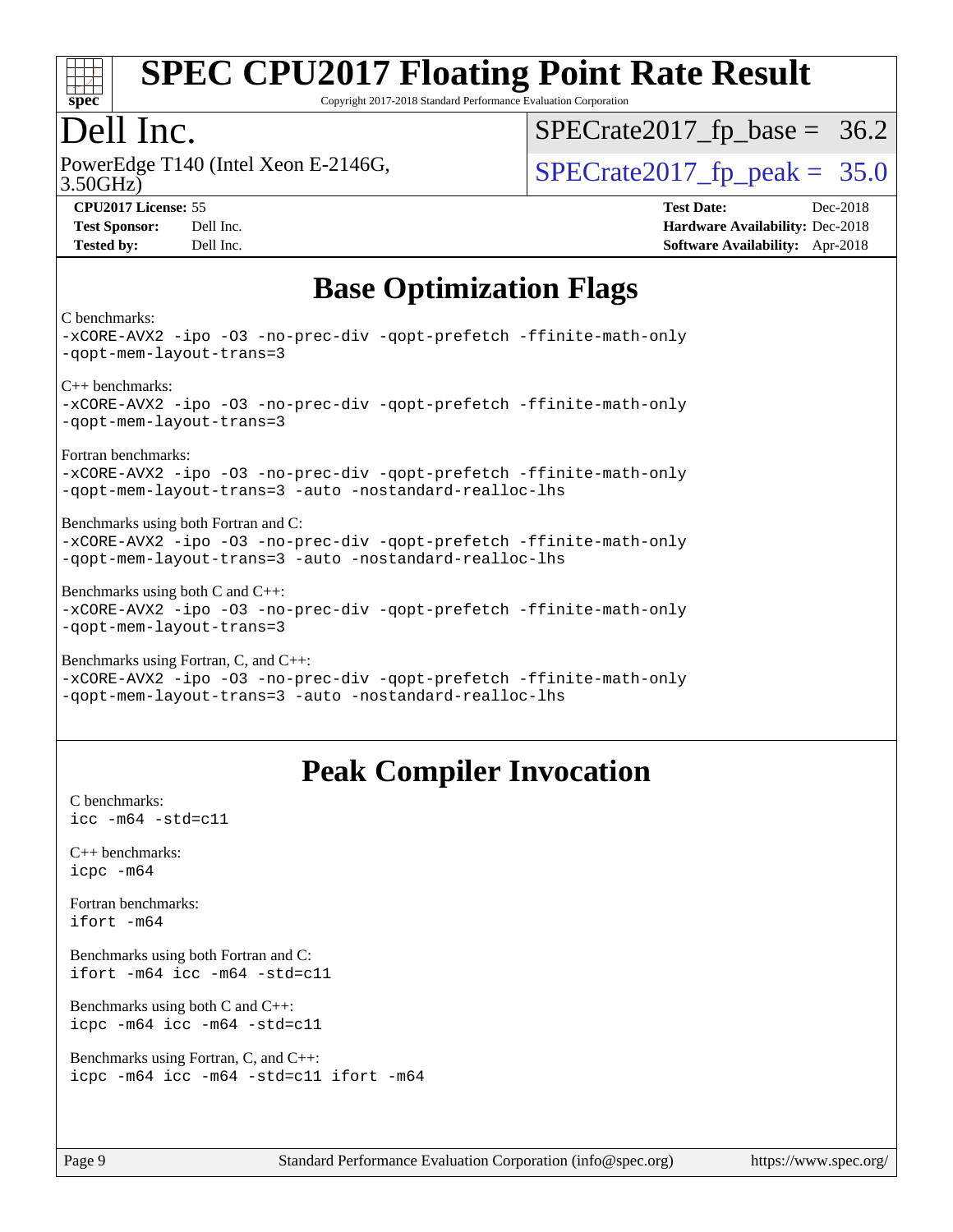# SPEC CPU2017 Floating Point Rate Result

Copyright 2017-2018 Standard Performance Evaluation Corporation

## Dell Inc.

PowerEdge T140 (Intel Xeon E-2146G, 3.50GHz)

SPECrate2017_fp_base = 36.2

SPECrate2017_fp_peak = 35.0

**CPU2017 License:** 55
**Test Sponsor:** Dell Inc.
**Tested by:** Dell Inc.

**Test Date:** Dec-2018
**Hardware Availability:** Dec-2018
**Software Availability:** Apr-2018

## Base Optimization Flags

C benchmarks:
```
-xCORE-AVX2 -ipo -O3 -no-prec-div -qopt-prefetch -ffinite-math-only
-qopt-mem-layout-trans=3
```

C++ benchmarks:
```
-xCORE-AVX2 -ipo -O3 -no-prec-div -qopt-prefetch -ffinite-math-only
-qopt-mem-layout-trans=3
```

Fortran benchmarks:
```
-xCORE-AVX2 -ipo -O3 -no-prec-div -qopt-prefetch -ffinite-math-only
-qopt-mem-layout-trans=3 -auto -nostandard-realloc-lhs
```

Benchmarks using both Fortran and C:
```
-xCORE-AVX2 -ipo -O3 -no-prec-div -qopt-prefetch -ffinite-math-only
-qopt-mem-layout-trans=3 -auto -nostandard-realloc-lhs
```

Benchmarks using both C and C++:
```
-xCORE-AVX2 -ipo -O3 -no-prec-div -qopt-prefetch -ffinite-math-only
-qopt-mem-layout-trans=3
```

Benchmarks using Fortran, C, and C++:
```
-xCORE-AVX2 -ipo -O3 -no-prec-div -qopt-prefetch -ffinite-math-only
-qopt-mem-layout-trans=3 -auto -nostandard-realloc-lhs
```

## Peak Compiler Invocation

C benchmarks:
```
icc -m64 -std=c11
```

C++ benchmarks:
```
icpc -m64
```

Fortran benchmarks:
```
ifort -m64
```

Benchmarks using both Fortran and C:
```
ifort -m64 icc -m64 -std=c11
```

Benchmarks using both C and C++:
```
icpc -m64 icc -m64 -std=c11
```

Benchmarks using Fortran, C, and C++:
```
icpc -m64 icc -m64 -std=c11 ifort -m64
```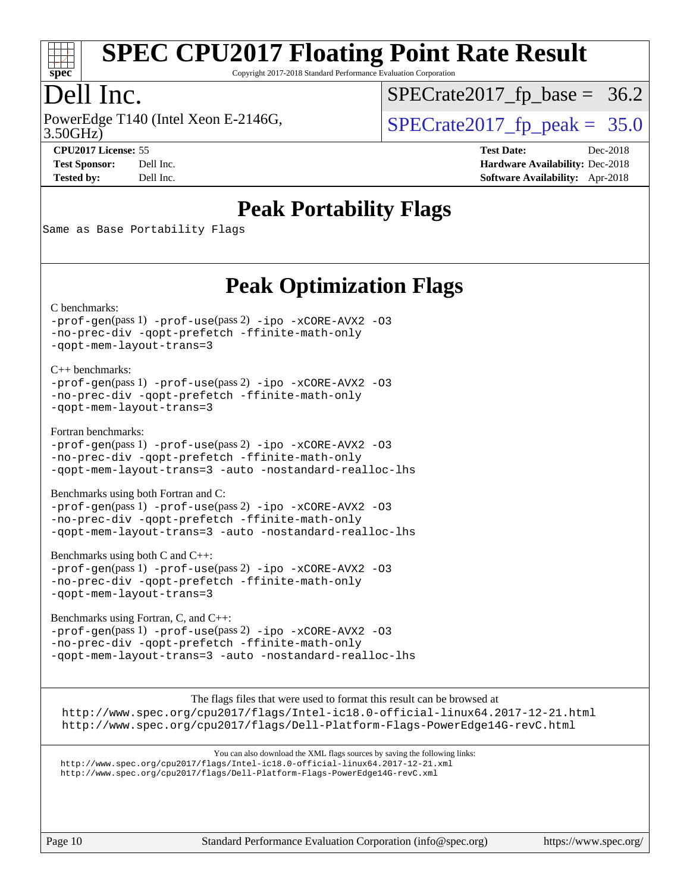# Peak Portability Flags

Same as Base Portability Flags

# Peak Optimization Flags

C benchmarks:

```
-prof-gen(pass 1) -prof-use(pass 2) -ipo -xCORE-AVX2 -O3
-no-prec-div -qopt-prefetch -ffinite-math-only
-qopt-mem-layout-trans=3
```

C++ benchmarks:

```
-prof-gen(pass 1) -prof-use(pass 2) -ipo -xCORE-AVX2 -O3
-no-prec-div -qopt-prefetch -ffinite-math-only
-qopt-mem-layout-trans=3
```

Fortran benchmarks:

```
-prof-gen(pass 1) -prof-use(pass 2) -ipo -xCORE-AVX2 -O3
-no-prec-div -qopt-prefetch -ffinite-math-only
-qopt-mem-layout-trans=3 -auto -nostandard-realloc-lhs
```

Benchmarks using both Fortran and C:

```
-prof-gen(pass 1) -prof-use(pass 2) -ipo -xCORE-AVX2 -O3
-no-prec-div -qopt-prefetch -ffinite-math-only
-qopt-mem-layout-trans=3 -auto -nostandard-realloc-lhs
```

Benchmarks using both C and C++:

```
-prof-gen(pass 1) -prof-use(pass 2) -ipo -xCORE-AVX2 -O3
-no-prec-div -qopt-prefetch -ffinite-math-only
-qopt-mem-layout-trans=3
```

Benchmarks using Fortran, C, and C++:

```
-prof-gen(pass 1) -prof-use(pass 2) -ipo -xCORE-AVX2 -O3
-no-prec-div -qopt-prefetch -ffinite-math-only
-qopt-mem-layout-trans=3 -auto -nostandard-realloc-lhs
```

The flags files that were used to format this result can be browsed at
http://www.spec.org/cpu2017/flags/Intel-ic18.0-official-linux64.2017-12-21.html
http://www.spec.org/cpu2017/flags/Dell-Platform-Flags-PowerEdge14G-revC.html

You can also download the XML flags sources by saving the following links:
http://www.spec.org/cpu2017/flags/Intel-ic18.0-official-linux64.2017-12-21.xml
http://www.spec.org/cpu2017/flags/Dell-Platform-Flags-PowerEdge14G-revC.xml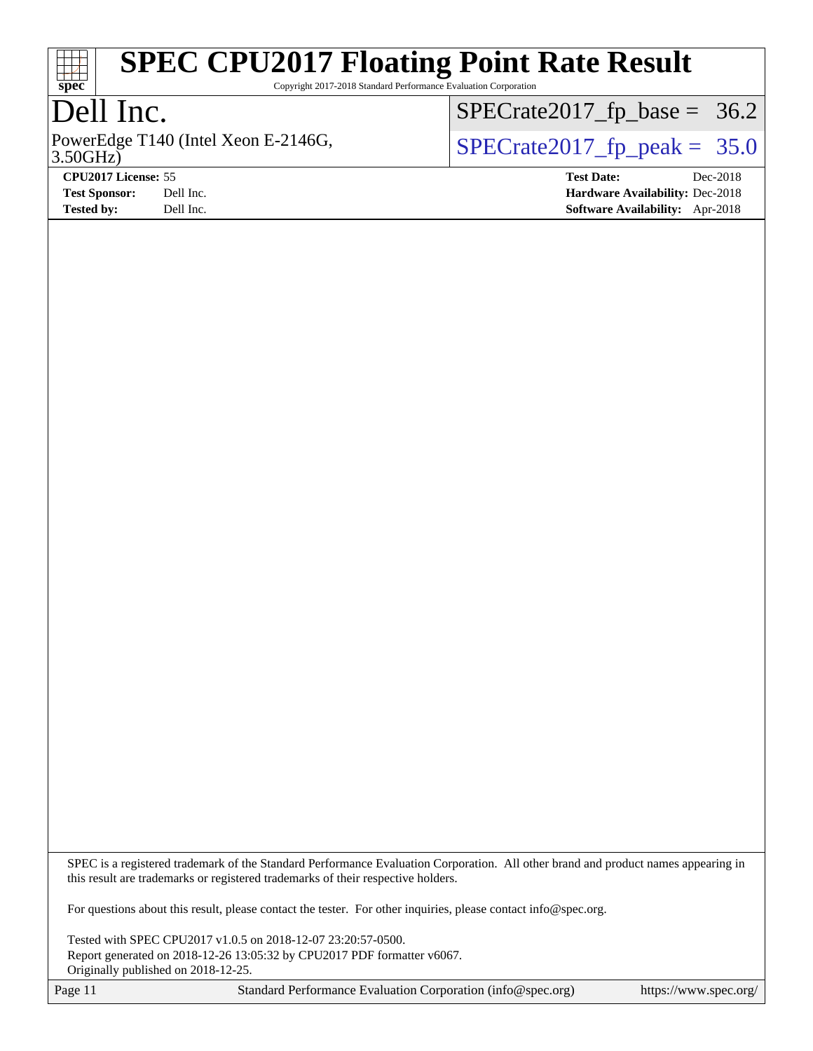# SPEC CPU2017 Floating Point Rate Result

Copyright 2017-2018 Standard Performance Evaluation Corporation

## Dell Inc.

PowerEdge T140 (Intel Xeon E-2146G, 3.50GHz)

SPECrate2017_fp_base = 36.2

SPECrate2017_fp_peak = 35.0

**CPU2017 License:** 55
**Test Sponsor:** Dell Inc.
**Tested by:** Dell Inc.

**Test Date:** Dec-2018
**Hardware Availability:** Dec-2018
**Software Availability:** Apr-2018

SPEC is a registered trademark of the Standard Performance Evaluation Corporation. All other brand and product names appearing in this result are trademarks or registered trademarks of their respective holders.

For questions about this result, please contact the tester. For other inquiries, please contact info@spec.org.

Tested with SPEC CPU2017 v1.0.5 on 2018-12-07 23:20:57-0500.
Report generated on 2018-12-26 13:05:32 by CPU2017 PDF formatter v6067.
Originally published on 2018-12-25.